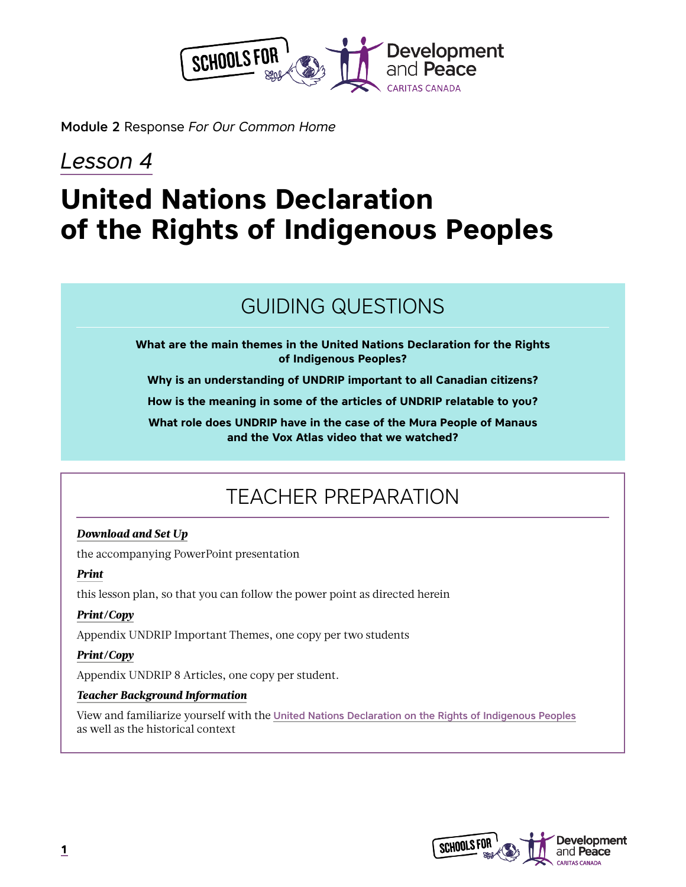Module 2 Response *For Our Common Home*

*Lesson 4*

# United Nations Declaration of the Rights of Indigenous Peoples

## GUIDING QUESTIONS

**What are the main themes in the United Nations Declaration for the Rights of Indigenous Peoples?**

**Why is an understanding of UNDRIP important to all Canadian citizens?**

**How is the meaning in some of the articles of UNDRIP relatable to you?**

**What role does UNDRIP have in the case of the Mura People of Manaus and the Vox Atlas video that we watched?**

## TEACHER PREPARATION

***Download and Set Up***

the accompanying PowerPoint presentation

***Print***

this lesson plan, so that you can follow the power point as directed herein

***Print/Copy***

Appendix UNDRIP Important Themes, one copy per two students

***Print/Copy***

Appendix UNDRIP 8 Articles, one copy per student.

***Teacher Background Information***

View and familiarize yourself with the United Nations Declaration on the Rights of Indigenous Peoples as well as the historical context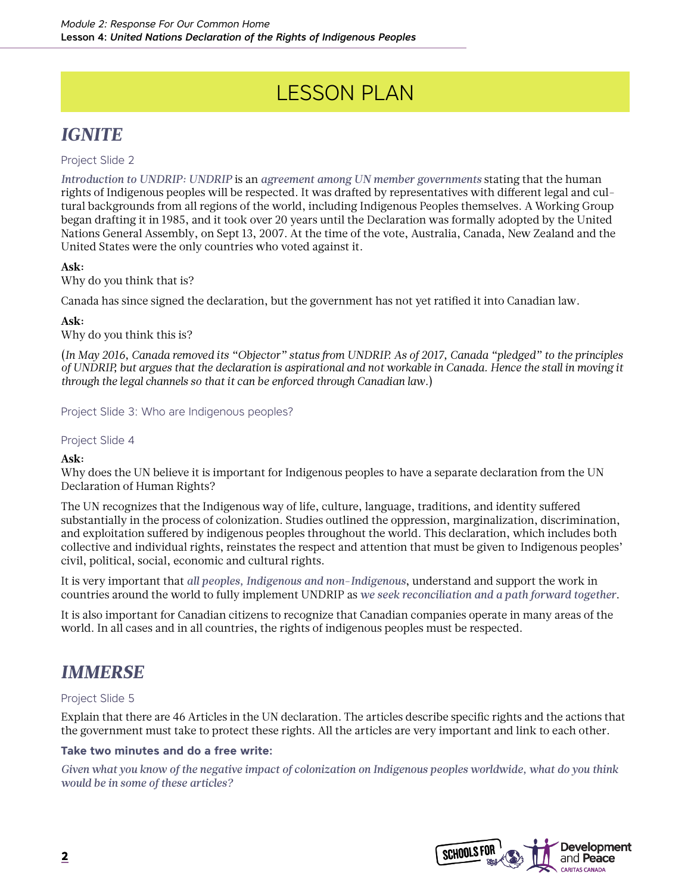# LESSON PLAN

## *IGNITE*

Project Slide 2

*Introduction to UNDRIP: UNDRIP* is an *agreement among UN member governments* stating that the human rights of Indigenous peoples will be respected. It was drafted by representatives with different legal and cultural backgrounds from all regions of the world, including Indigenous Peoples themselves. A Working Group began drafting it in 1985, and it took over 20 years until the Declaration was formally adopted by the United Nations General Assembly, on Sept 13, 2007. At the time of the vote, Australia, Canada, New Zealand and the United States were the only countries who voted against it.

**Ask:**
Why do you think that is?

Canada has since signed the declaration, but the government has not yet ratified it into Canadian law.

**Ask:**
Why do you think this is?

(*In May 2016, Canada removed its "Objector" status from UNDRIP. As of 2017, Canada "pledged" to the principles of UNDRIP, but argues that the declaration is aspirational and not workable in Canada. Hence the stall in moving it through the legal channels so that it can be enforced through Canadian law.*)

Project Slide 3: Who are Indigenous peoples?

Project Slide 4

**Ask:**
Why does the UN believe it is important for Indigenous peoples to have a separate declaration from the UN Declaration of Human Rights?

The UN recognizes that the Indigenous way of life, culture, language, traditions, and identity suffered substantially in the process of colonization. Studies outlined the oppression, marginalization, discrimination, and exploitation suffered by indigenous peoples throughout the world. This declaration, which includes both collective and individual rights, reinstates the respect and attention that must be given to Indigenous peoples' civil, political, social, economic and cultural rights.

It is very important that *all peoples, Indigenous and non-Indigenous*, understand and support the work in countries around the world to fully implement UNDRIP as *we seek reconciliation and a path forward together*.

It is also important for Canadian citizens to recognize that Canadian companies operate in many areas of the world. In all cases and in all countries, the rights of indigenous peoples must be respected.

## *IMMERSE*

Project Slide 5

Explain that there are 46 Articles in the UN declaration. The articles describe specific rights and the actions that the government must take to protect these rights. All the articles are very important and link to each other.

**Take two minutes and do a free write:**

*Given what you know of the negative impact of colonization on Indigenous peoples worldwide, what do you think would be in some of these articles?*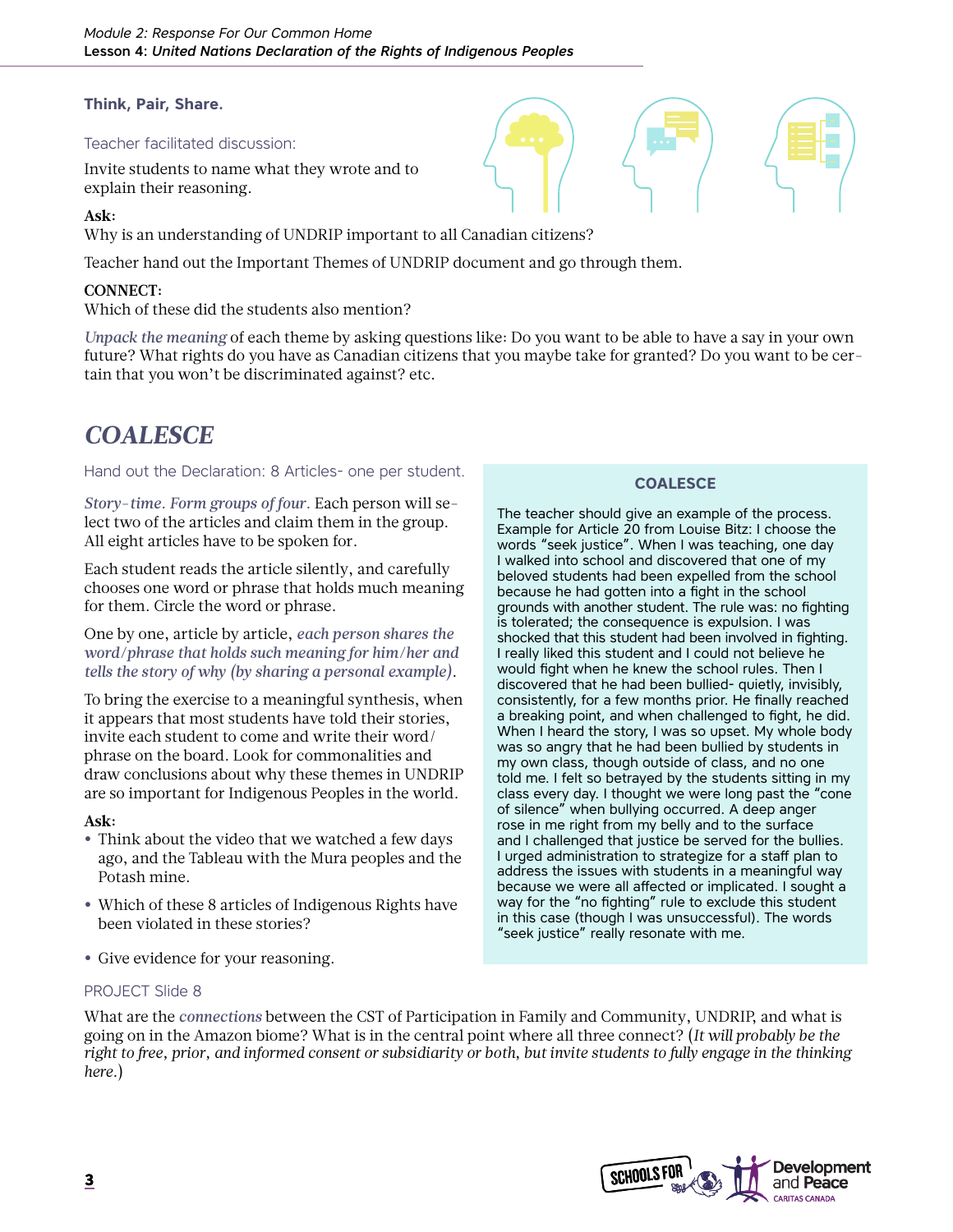**Think, Pair, Share.**

Teacher facilitated discussion:

Invite students to name what they wrote and to explain their reasoning.

**Ask:**
Why is an understanding of UNDRIP important to all Canadian citizens?

Teacher hand out the Important Themes of UNDRIP document and go through them.

**CONNECT:**
Which of these did the students also mention?

*Unpack the meaning* of each theme by asking questions like: Do you want to be able to have a say in your own future? What rights do you have as Canadian citizens that you maybe take for granted? Do you want to be certain that you won't be discriminated against? etc.

## COALESCE

Hand out the Declaration: 8 Articles- one per student.

*Story-time. Form groups of four.* Each person will select two of the articles and claim them in the group. All eight articles have to be spoken for.

Each student reads the article silently, and carefully chooses one word or phrase that holds much meaning for them. Circle the word or phrase.

One by one, article by article, *each person shares the word/phrase that holds such meaning for him/her and tells the story of why (by sharing a personal example).*

To bring the exercise to a meaningful synthesis, when it appears that most students have told their stories, invite each student to come and write their word/phrase on the board. Look for commonalities and draw conclusions about why these themes in UNDRIP are so important for Indigenous Peoples in the world.

**Ask:**

- Think about the video that we watched a few days ago, and the Tableau with the Mura peoples and the Potash mine.
- Which of these 8 articles of Indigenous Rights have been violated in these stories?
- Give evidence for your reasoning.

**COALESCE**

The teacher should give an example of the process. Example for Article 20 from Louise Bitz: I choose the words "seek justice". When I was teaching, one day I walked into school and discovered that one of my beloved students had been expelled from the school because he had gotten into a fight in the school grounds with another student. The rule was: no fighting is tolerated; the consequence is expulsion. I was shocked that this student had been involved in fighting. I really liked this student and I could not believe he would fight when he knew the school rules. Then I discovered that he had been bullied- quietly, invisibly, consistently, for a few months prior. He finally reached a breaking point, and when challenged to fight, he did. When I heard the story, I was so upset. My whole body was so angry that he had been bullied by students in my own class, though outside of class, and no one told me. I felt so betrayed by the students sitting in my class every day. I thought we were long past the "cone of silence" when bullying occurred. A deep anger rose in me right from my belly and to the surface and I challenged that justice be served for the bullies. I urged administration to strategize for a staff plan to address the issues with students in a meaningful way because we were all affected or implicated. I sought a way for the "no fighting" rule to exclude this student in this case (though I was unsuccessful). The words "seek justice" really resonate with me.

PROJECT Slide 8

What are the *connections* between the CST of Participation in Family and Community, UNDRIP, and what is going on in the Amazon biome? What is in the central point where all three connect? (*It will probably be the right to free, prior, and informed consent or subsidiarity or both, but invite students to fully engage in the thinking here.*)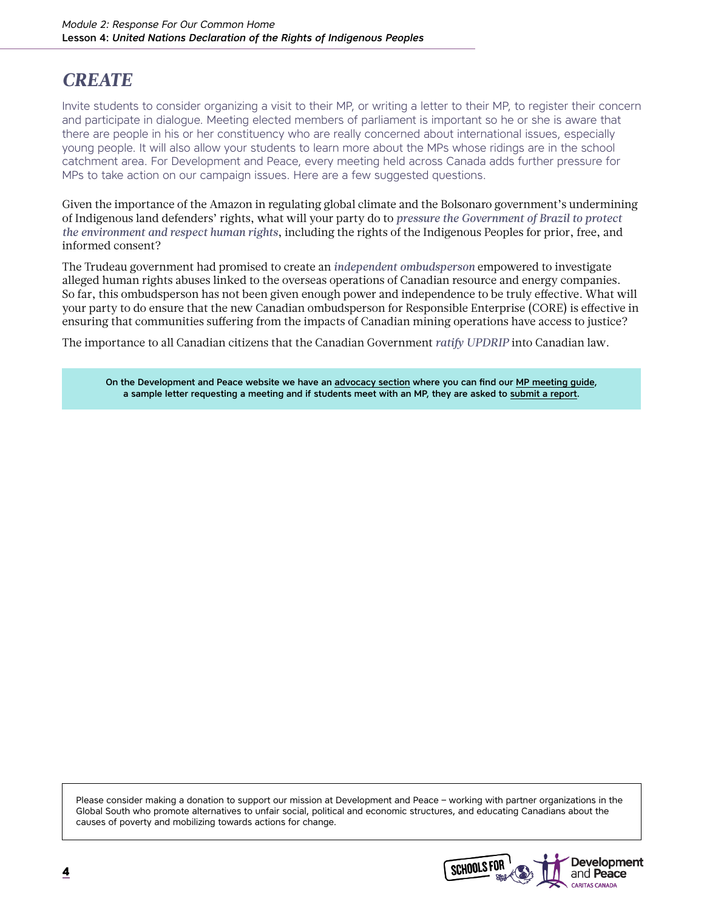## CREATE

Invite students to consider organizing a visit to their MP, or writing a letter to their MP, to register their concern and participate in dialogue. Meeting elected members of parliament is important so he or she is aware that there are people in his or her constituency who are really concerned about international issues, especially young people. It will also allow your students to learn more about the MPs whose ridings are in the school catchment area. For Development and Peace, every meeting held across Canada adds further pressure for MPs to take action on our campaign issues. Here are a few suggested questions.

Given the importance of the Amazon in regulating global climate and the Bolsonaro government's undermining of Indigenous land defenders' rights, what will your party do to *pressure the Government of Brazil to protect the environment and respect human rights*, including the rights of the Indigenous Peoples for prior, free, and informed consent?

The Trudeau government had promised to create an *independent ombudsperson* empowered to investigate alleged human rights abuses linked to the overseas operations of Canadian resource and energy companies. So far, this ombudsperson has not been given enough power and independence to be truly effective. What will your party to do ensure that the new Canadian ombudsperson for Responsible Enterprise (CORE) is effective in ensuring that communities suffering from the impacts of Canadian mining operations have access to justice?

The importance to all Canadian citizens that the Canadian Government *ratify UPDRIP* into Canadian law.

**On the Development and Peace website we have an advocacy section where you can find our MP meeting guide, a sample letter requesting a meeting and if students meet with an MP, they are asked to submit a report.**

Please consider making a donation to support our mission at Development and Peace – working with partner organizations in the Global South who promote alternatives to unfair social, political and economic structures, and educating Canadians about the causes of poverty and mobilizing towards actions for change.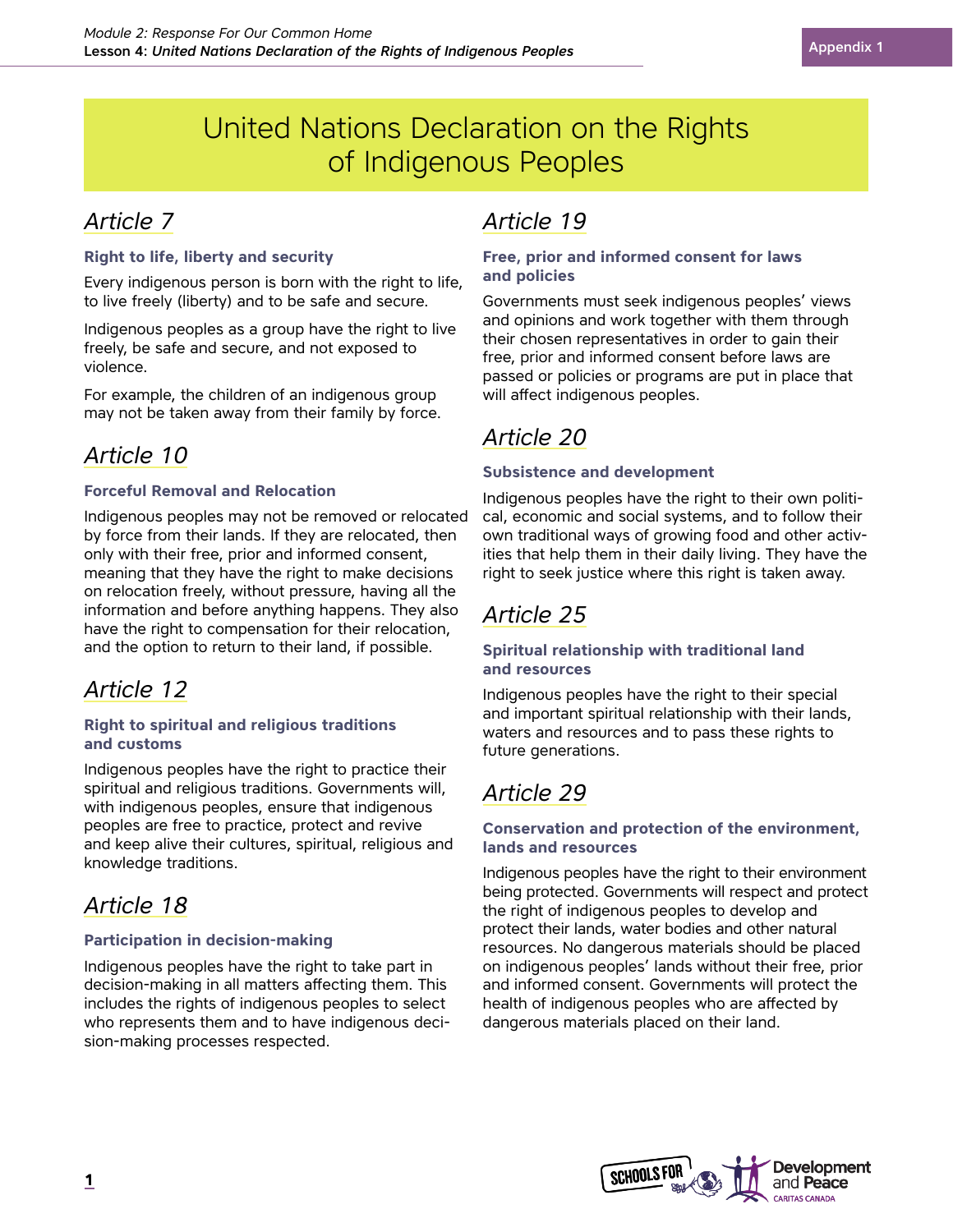# United Nations Declaration on the Rights of Indigenous Peoples

## *Article 7*

### Right to life, liberty and security

Every indigenous person is born with the right to life, to live freely (liberty) and to be safe and secure.

Indigenous peoples as a group have the right to live freely, be safe and secure, and not exposed to violence.

For example, the children of an indigenous group may not be taken away from their family by force.

## *Article 10*

### Forceful Removal and Relocation

Indigenous peoples may not be removed or relocated by force from their lands. If they are relocated, then only with their free, prior and informed consent, meaning that they have the right to make decisions on relocation freely, without pressure, having all the information and before anything happens. They also have the right to compensation for their relocation, and the option to return to their land, if possible.

## *Article 12*

### Right to spiritual and religious traditions and customs

Indigenous peoples have the right to practice their spiritual and religious traditions. Governments will, with indigenous peoples, ensure that indigenous peoples are free to practice, protect and revive and keep alive their cultures, spiritual, religious and knowledge traditions.

## *Article 18*

### Participation in decision-making

Indigenous peoples have the right to take part in decision-making in all matters affecting them. This includes the rights of indigenous peoples to select who represents them and to have indigenous decision-making processes respected.

## *Article 19*

### Free, prior and informed consent for laws and policies

Governments must seek indigenous peoples' views and opinions and work together with them through their chosen representatives in order to gain their free, prior and informed consent before laws are passed or policies or programs are put in place that will affect indigenous peoples.

## *Article 20*

### Subsistence and development

Indigenous peoples have the right to their own political, economic and social systems, and to follow their own traditional ways of growing food and other activities that help them in their daily living. They have the right to seek justice where this right is taken away.

## *Article 25*

### Spiritual relationship with traditional land and resources

Indigenous peoples have the right to their special and important spiritual relationship with their lands, waters and resources and to pass these rights to future generations.

## *Article 29*

### Conservation and protection of the environment, lands and resources

Indigenous peoples have the right to their environment being protected. Governments will respect and protect the right of indigenous peoples to develop and protect their lands, water bodies and other natural resources. No dangerous materials should be placed on indigenous peoples' lands without their free, prior and informed consent. Governments will protect the health of indigenous peoples who are affected by dangerous materials placed on their land.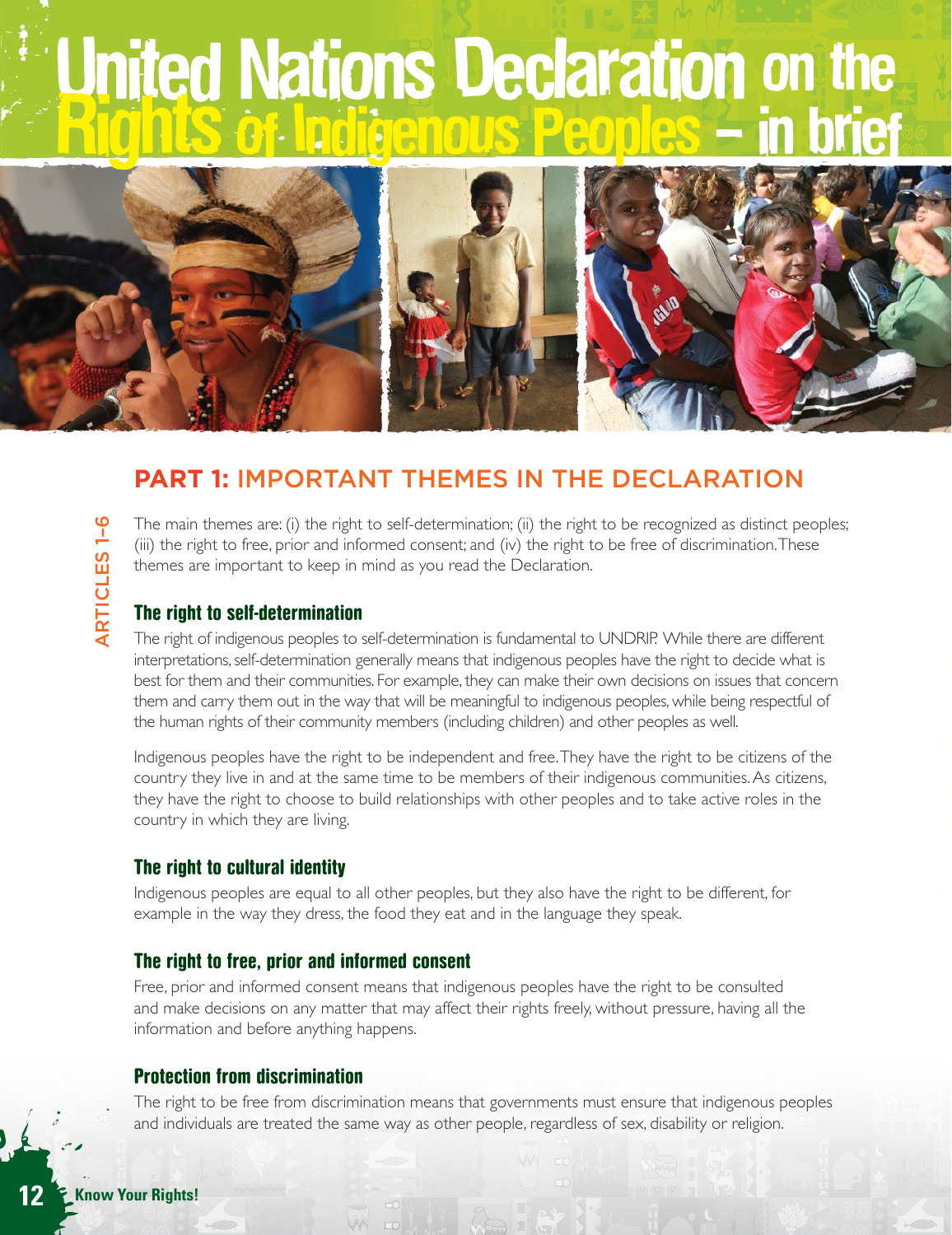# United Nations Declaration on the Rights of Indigenous Peoples – in brief

## PART 1: IMPORTANT THEMES IN THE DECLARATION

ARTICLES 1-6

The main themes are: (i) the right to self-determination; (ii) the right to be recognized as distinct peoples; (iii) the right to free, prior and informed consent; and (iv) the right to be free of discrimination. These themes are important to keep in mind as you read the Declaration.

### The right to self-determination

The right of indigenous peoples to self-determination is fundamental to UNDRIP. While there are different interpretations, self-determination generally means that indigenous peoples have the right to decide what is best for them and their communities. For example, they can make their own decisions on issues that concern them and carry them out in the way that will be meaningful to indigenous peoples, while being respectful of the human rights of their community members (including children) and other peoples as well.

Indigenous peoples have the right to be independent and free. They have the right to be citizens of the country they live in and at the same time to be members of their indigenous communities. As citizens, they have the right to choose to build relationships with other peoples and to take active roles in the country in which they are living.

### The right to cultural identity

Indigenous peoples are equal to all other peoples, but they also have the right to be different, for example in the way they dress, the food they eat and in the language they speak.

### The right to free, prior and informed consent

Free, prior and informed consent means that indigenous peoples have the right to be consulted and make decisions on any matter that may affect their rights freely, without pressure, having all the information and before anything happens.

### Protection from discrimination

The right to be free from discrimination means that governments must ensure that indigenous peoples and individuals are treated the same way as other people, regardless of sex, disability or religion.